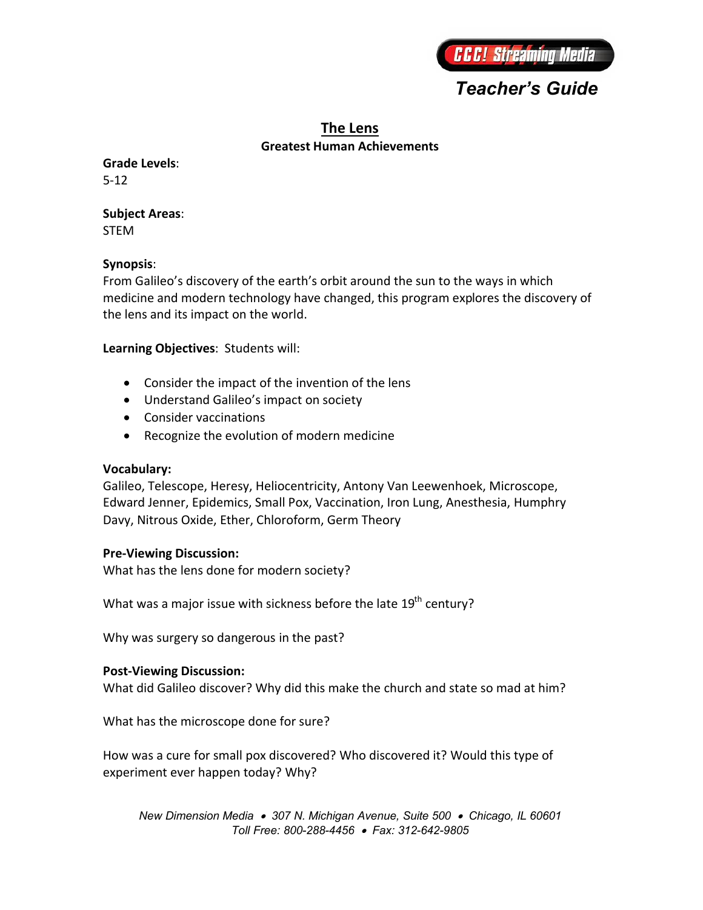CCC! Streaming Media

*Teacher's Guide*

# The Lens

**Greatest Human Achievements**

**Grade Levels**:
5-12

**Subject Areas**:
STEM

**Synopsis**:
From Galileo's discovery of the earth's orbit around the sun to the ways in which medicine and modern technology have changed, this program explores the discovery of the lens and its impact on the world.

**Learning Objectives**: Students will:

- Consider the impact of the invention of the lens
- Understand Galileo's impact on society
- Consider vaccinations
- Recognize the evolution of modern medicine

**Vocabulary:**
Galileo, Telescope, Heresy, Heliocentricity, Antony Van Leewenhoek, Microscope, Edward Jenner, Epidemics, Small Pox, Vaccination, Iron Lung, Anesthesia, Humphry Davy, Nitrous Oxide, Ether, Chloroform, Germ Theory

**Pre-Viewing Discussion:**
What has the lens done for modern society?

What was a major issue with sickness before the late 19th century?

Why was surgery so dangerous in the past?

**Post-Viewing Discussion:**
What did Galileo discover? Why did this make the church and state so mad at him?

What has the microscope done for sure?

How was a cure for small pox discovered? Who discovered it? Would this type of experiment ever happen today? Why?

*New Dimension Media • 307 N. Michigan Avenue, Suite 500 • Chicago, IL 60601*
*Toll Free: 800-288-4456 • Fax: 312-642-9805*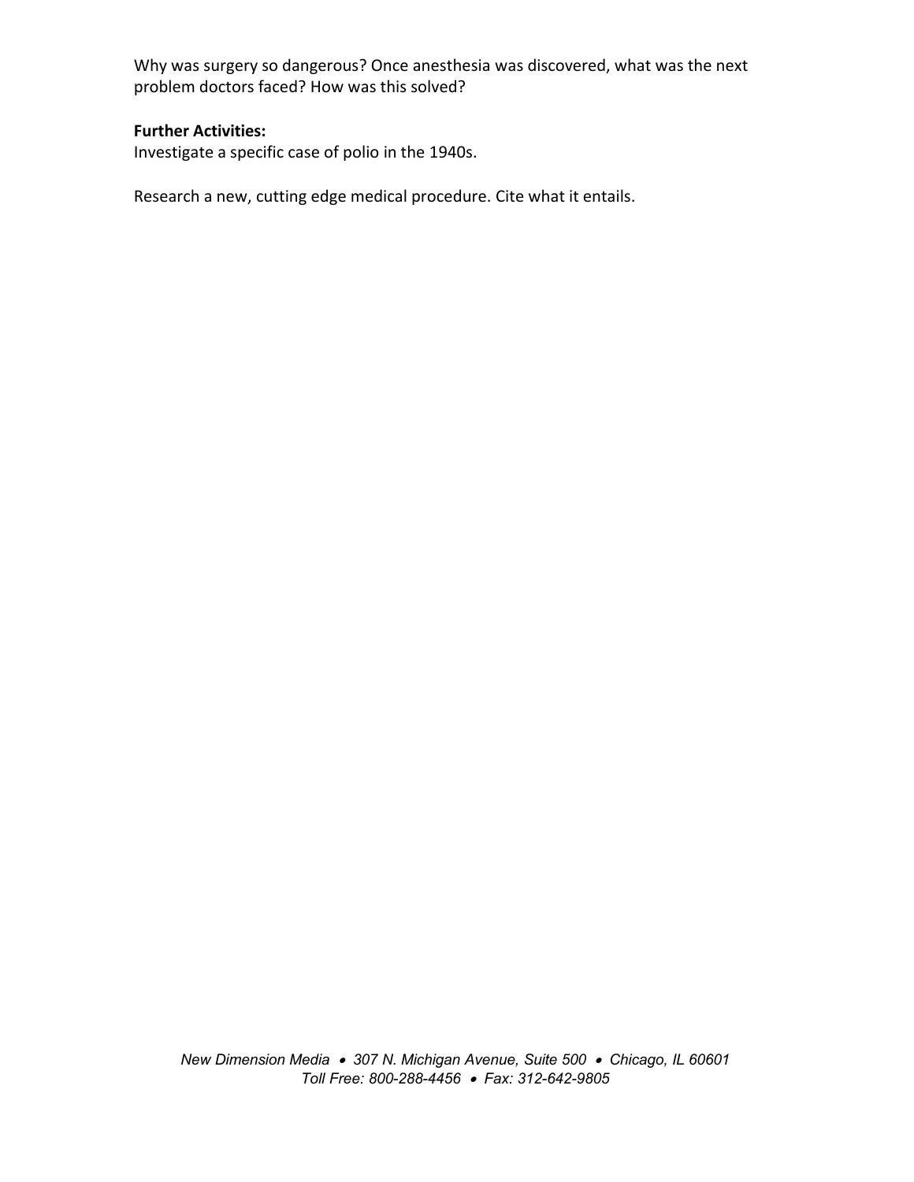Why was surgery so dangerous? Once anesthesia was discovered, what was the next problem doctors faced? How was this solved?

**Further Activities:**

Investigate a specific case of polio in the 1940s.

Research a new, cutting edge medical procedure. Cite what it entails.